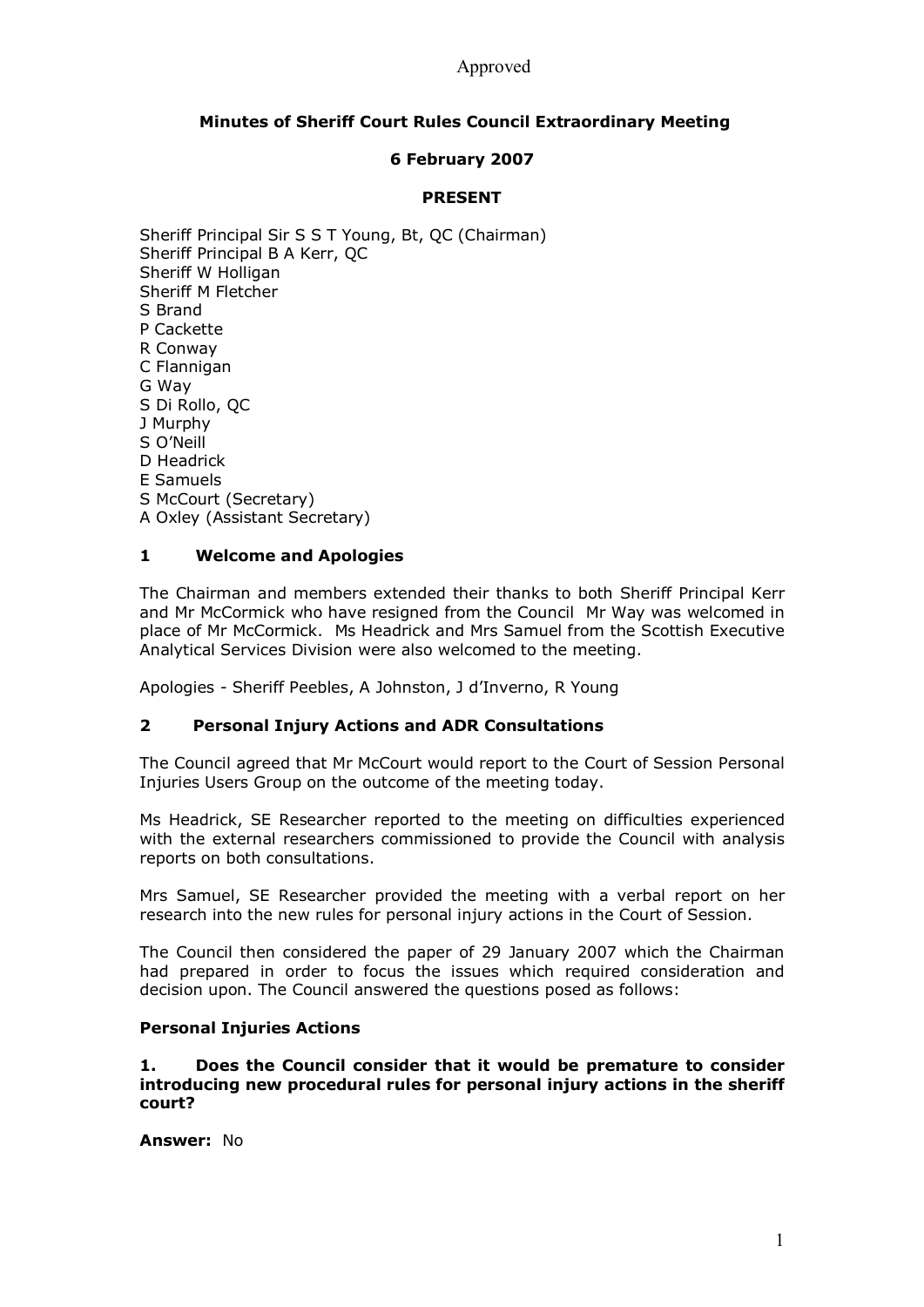Approved

# Minutes of Sheriff Court Rules Council Extraordinary Meeting

## 6 February 2007

### PRESENT

Sheriff Principal Sir S S T Young, Bt, QC (Chairman)
Sheriff Principal B A Kerr, QC
Sheriff W Holligan
Sheriff M Fletcher
S Brand
P Cackette
R Conway
C Flannigan
G Way
S Di Rollo, QC
J Murphy
S O'Neill
D Headrick
E Samuels
S McCourt (Secretary)
A Oxley (Assistant Secretary)

## 1 Welcome and Apologies

The Chairman and members extended their thanks to both Sheriff Principal Kerr and Mr McCormick who have resigned from the Council Mr Way was welcomed in place of Mr McCormick. Ms Headrick and Mrs Samuel from the Scottish Executive Analytical Services Division were also welcomed to the meeting.

Apologies - Sheriff Peebles, A Johnston, J d'Inverno, R Young

## 2 Personal Injury Actions and ADR Consultations

The Council agreed that Mr McCourt would report to the Court of Session Personal Injuries Users Group on the outcome of the meeting today.

Ms Headrick, SE Researcher reported to the meeting on difficulties experienced with the external researchers commissioned to provide the Council with analysis reports on both consultations.

Mrs Samuel, SE Researcher provided the meeting with a verbal report on her research into the new rules for personal injury actions in the Court of Session.

The Council then considered the paper of 29 January 2007 which the Chairman had prepared in order to focus the issues which required consideration and decision upon. The Council answered the questions posed as follows:

### Personal Injuries Actions

**1. Does the Council consider that it would be premature to consider introducing new procedural rules for personal injury actions in the sheriff court?**

**Answer:** No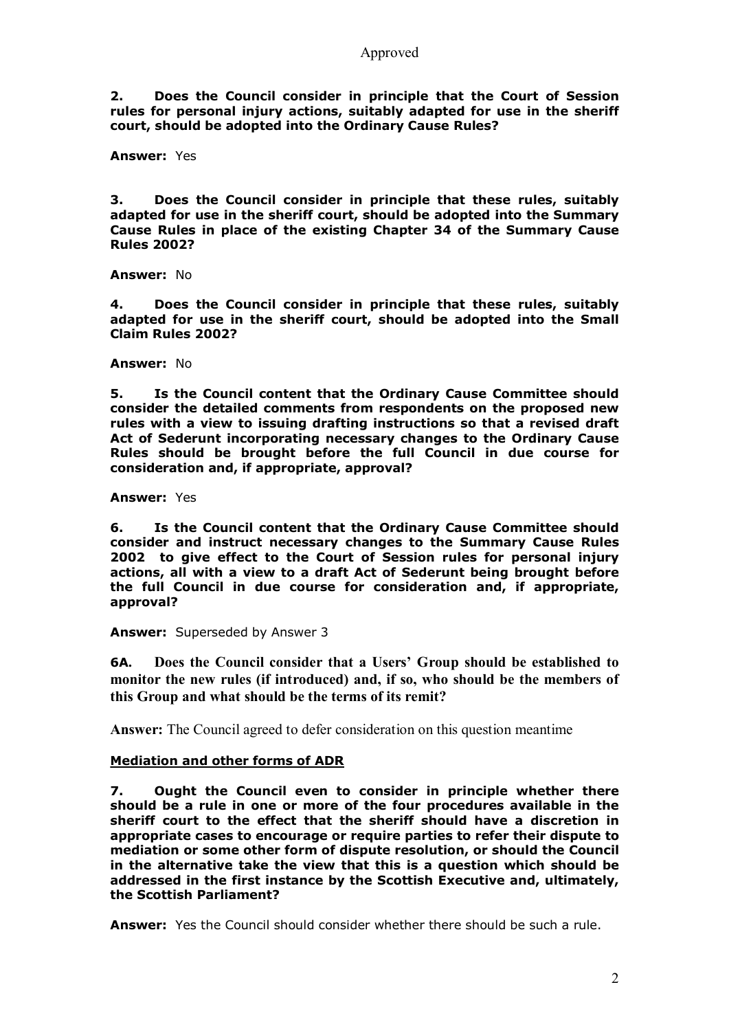Approved

**2. Does the Council consider in principle that the Court of Session rules for personal injury actions, suitably adapted for use in the sheriff court, should be adopted into the Ordinary Cause Rules?**

**Answer:** Yes

**3. Does the Council consider in principle that these rules, suitably adapted for use in the sheriff court, should be adopted into the Summary Cause Rules in place of the existing Chapter 34 of the Summary Cause Rules 2002?**

**Answer:** No

**4. Does the Council consider in principle that these rules, suitably adapted for use in the sheriff court, should be adopted into the Small Claim Rules 2002?**

**Answer:** No

**5. Is the Council content that the Ordinary Cause Committee should consider the detailed comments from respondents on the proposed new rules with a view to issuing drafting instructions so that a revised draft Act of Sederunt incorporating necessary changes to the Ordinary Cause Rules should be brought before the full Council in due course for consideration and, if appropriate, approval?**

**Answer:** Yes

**6. Is the Council content that the Ordinary Cause Committee should consider and instruct necessary changes to the Summary Cause Rules 2002 to give effect to the Court of Session rules for personal injury actions, all with a view to a draft Act of Sederunt being brought before the full Council in due course for consideration and, if appropriate, approval?**

**Answer:** Superseded by Answer 3

**6A. Does the Council consider that a Users' Group should be established to monitor the new rules (if introduced) and, if so, who should be the members of this Group and what should be the terms of its remit?**

**Answer:** The Council agreed to defer consideration on this question meantime

**Mediation and other forms of ADR**

**7. Ought the Council even to consider in principle whether there should be a rule in one or more of the four procedures available in the sheriff court to the effect that the sheriff should have a discretion in appropriate cases to encourage or require parties to refer their dispute to mediation or some other form of dispute resolution, or should the Council in the alternative take the view that this is a question which should be addressed in the first instance by the Scottish Executive and, ultimately, the Scottish Parliament?**

**Answer:** Yes the Council should consider whether there should be such a rule.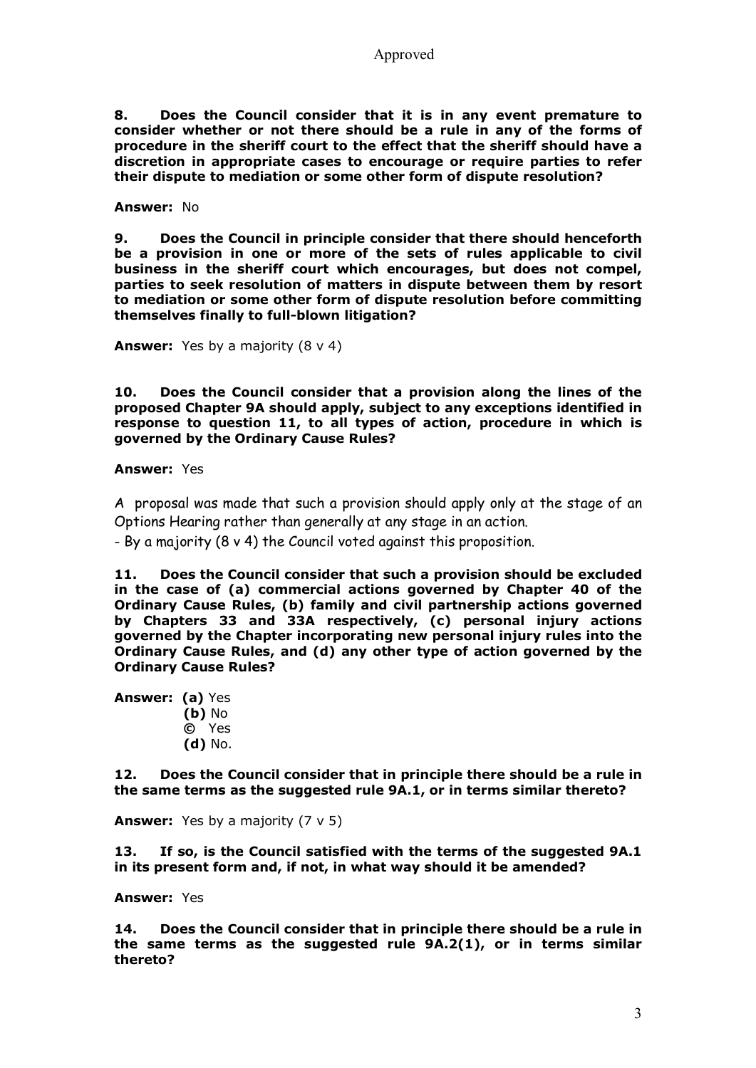**8. Does the Council consider that it is in any event premature to consider whether or not there should be a rule in any of the forms of procedure in the sheriff court to the effect that the sheriff should have a discretion in appropriate cases to encourage or require parties to refer their dispute to mediation or some other form of dispute resolution?**

**Answer:** No

**9. Does the Council in principle consider that there should henceforth be a provision in one or more of the sets of rules applicable to civil business in the sheriff court which encourages, but does not compel, parties to seek resolution of matters in dispute between them by resort to mediation or some other form of dispute resolution before committing themselves finally to full-blown litigation?**

**Answer:** Yes by a majority (8 v 4)

**10. Does the Council consider that a provision along the lines of the proposed Chapter 9A should apply, subject to any exceptions identified in response to question 11, to all types of action, procedure in which is governed by the Ordinary Cause Rules?**

**Answer:** Yes

A proposal was made that such a provision should apply only at the stage of an Options Hearing rather than generally at any stage in an action.

- By a majority (8 v 4) the Council voted against this proposition.

**11. Does the Council consider that such a provision should be excluded in the case of (a) commercial actions governed by Chapter 40 of the Ordinary Cause Rules, (b) family and civil partnership actions governed by Chapters 33 and 33A respectively, (c) personal injury actions governed by the Chapter incorporating new personal injury rules into the Ordinary Cause Rules, and (d) any other type of action governed by the Ordinary Cause Rules?**

**Answer:** **(a)** Yes
**(b)** No
**©** Yes
**(d)** No.

**12. Does the Council consider that in principle there should be a rule in the same terms as the suggested rule 9A.1, or in terms similar thereto?**

**Answer:** Yes by a majority (7 v 5)

**13. If so, is the Council satisfied with the terms of the suggested 9A.1 in its present form and, if not, in what way should it be amended?**

**Answer:** Yes

**14. Does the Council consider that in principle there should be a rule in the same terms as the suggested rule 9A.2(1), or in terms similar thereto?**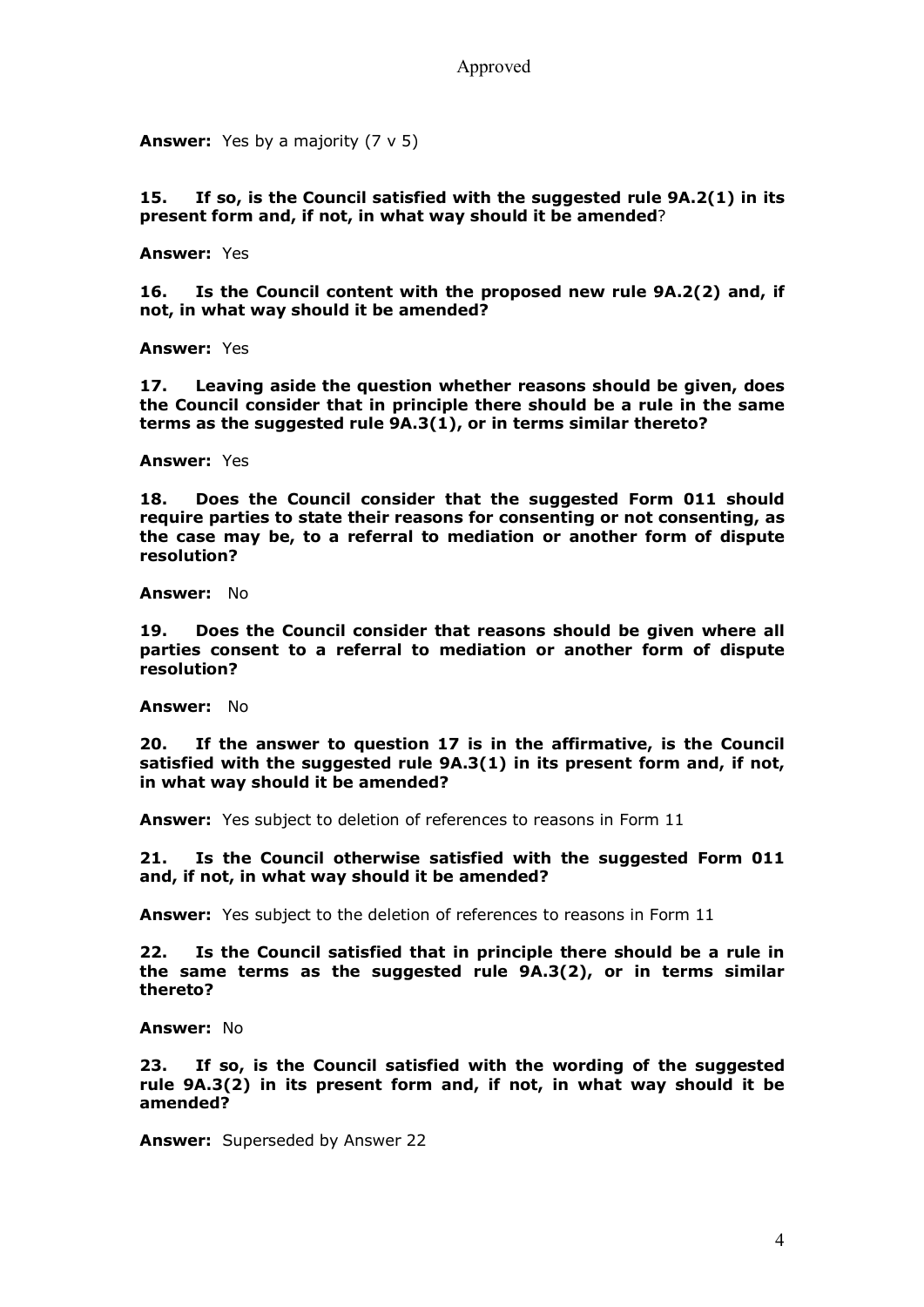**Answer:** Yes by a majority (7 v 5)

**15. If so, is the Council satisfied with the suggested rule 9A.2(1) in its present form and, if not, in what way should it be amended**?

**Answer:** Yes

**16. Is the Council content with the proposed new rule 9A.2(2) and, if not, in what way should it be amended?**

**Answer:** Yes

**17. Leaving aside the question whether reasons should be given, does the Council consider that in principle there should be a rule in the same terms as the suggested rule 9A.3(1), or in terms similar thereto?**

**Answer:** Yes

**18. Does the Council consider that the suggested Form 011 should require parties to state their reasons for consenting or not consenting, as the case may be, to a referral to mediation or another form of dispute resolution?**

**Answer:** No

**19. Does the Council consider that reasons should be given where all parties consent to a referral to mediation or another form of dispute resolution?**

**Answer:** No

**20. If the answer to question 17 is in the affirmative, is the Council satisfied with the suggested rule 9A.3(1) in its present form and, if not, in what way should it be amended?**

**Answer:** Yes subject to deletion of references to reasons in Form 11

**21. Is the Council otherwise satisfied with the suggested Form 011 and, if not, in what way should it be amended?**

**Answer:** Yes subject to the deletion of references to reasons in Form 11

**22. Is the Council satisfied that in principle there should be a rule in the same terms as the suggested rule 9A.3(2), or in terms similar thereto?**

**Answer:** No

**23. If so, is the Council satisfied with the wording of the suggested rule 9A.3(2) in its present form and, if not, in what way should it be amended?**

**Answer:** Superseded by Answer 22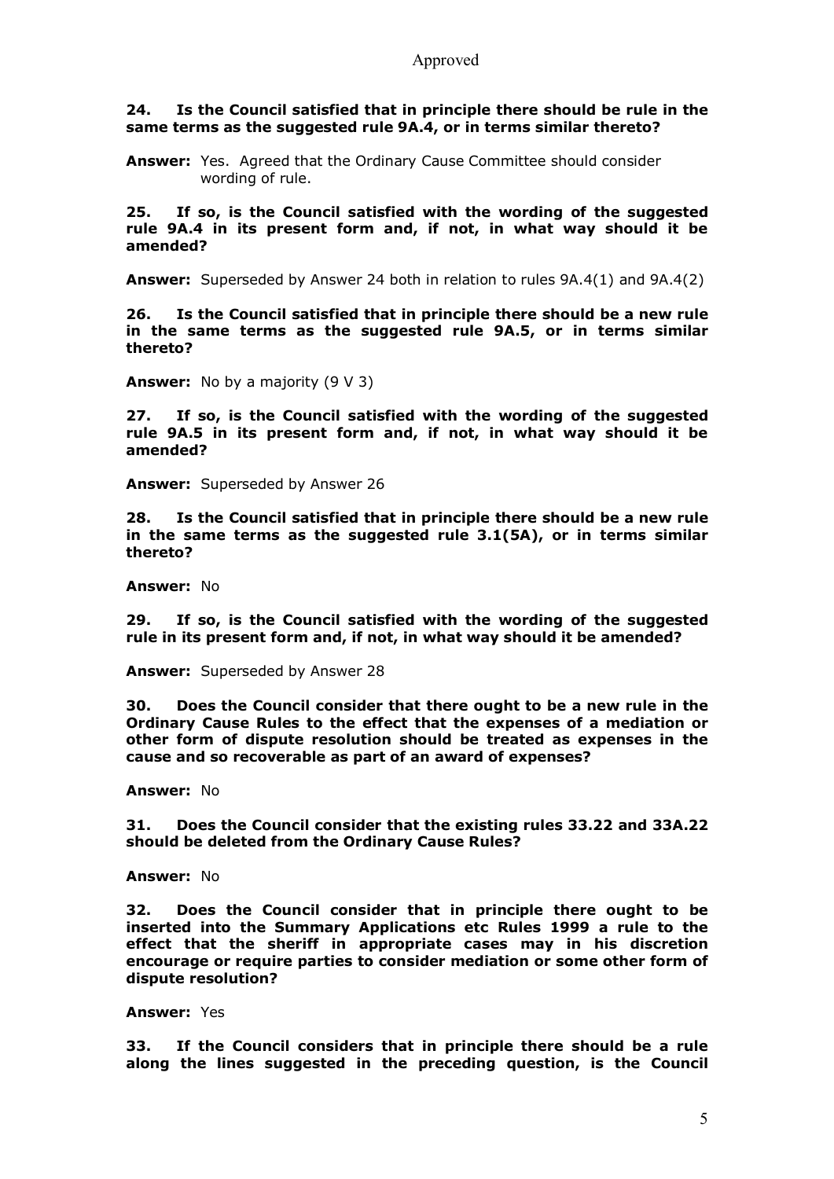Approved

**24. Is the Council satisfied that in principle there should be rule in the same terms as the suggested rule 9A.4, or in terms similar thereto?**

**Answer:** Yes. Agreed that the Ordinary Cause Committee should consider wording of rule.

**25. If so, is the Council satisfied with the wording of the suggested rule 9A.4 in its present form and, if not, in what way should it be amended?**

**Answer:** Superseded by Answer 24 both in relation to rules 9A.4(1) and 9A.4(2)

**26. Is the Council satisfied that in principle there should be a new rule in the same terms as the suggested rule 9A.5, or in terms similar thereto?**

**Answer:** No by a majority (9 V 3)

**27. If so, is the Council satisfied with the wording of the suggested rule 9A.5 in its present form and, if not, in what way should it be amended?**

**Answer:** Superseded by Answer 26

**28. Is the Council satisfied that in principle there should be a new rule in the same terms as the suggested rule 3.1(5A), or in terms similar thereto?**

**Answer:** No

**29. If so, is the Council satisfied with the wording of the suggested rule in its present form and, if not, in what way should it be amended?**

**Answer:** Superseded by Answer 28

**30. Does the Council consider that there ought to be a new rule in the Ordinary Cause Rules to the effect that the expenses of a mediation or other form of dispute resolution should be treated as expenses in the cause and so recoverable as part of an award of expenses?**

**Answer:** No

**31. Does the Council consider that the existing rules 33.22 and 33A.22 should be deleted from the Ordinary Cause Rules?**

**Answer:** No

**32. Does the Council consider that in principle there ought to be inserted into the Summary Applications etc Rules 1999 a rule to the effect that the sheriff in appropriate cases may in his discretion encourage or require parties to consider mediation or some other form of dispute resolution?**

**Answer:** Yes

**33. If the Council considers that in principle there should be a rule along the lines suggested in the preceding question, is the Council**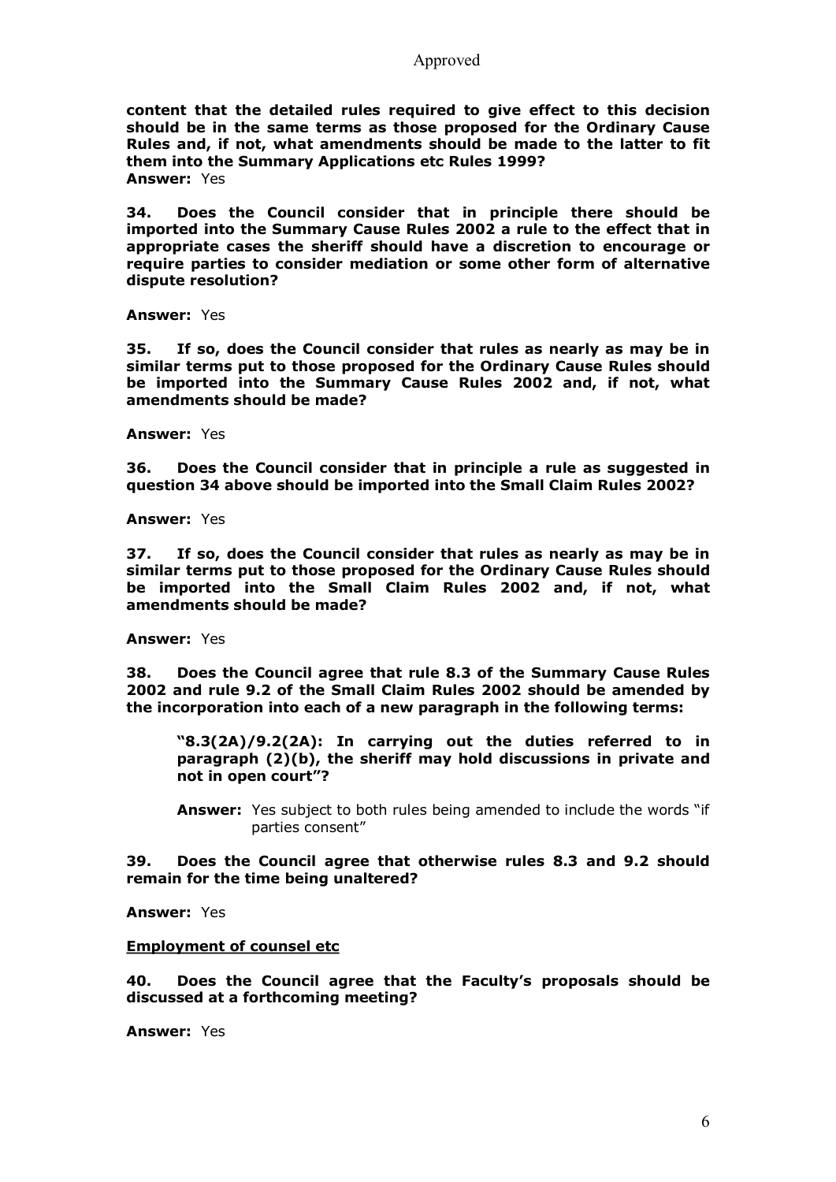**content that the detailed rules required to give effect to this decision should be in the same terms as those proposed for the Ordinary Cause Rules and, if not, what amendments should be made to the latter to fit them into the Summary Applications etc Rules 1999?**
**Answer:** Yes

**34. Does the Council consider that in principle there should be imported into the Summary Cause Rules 2002 a rule to the effect that in appropriate cases the sheriff should have a discretion to encourage or require parties to consider mediation or some other form of alternative dispute resolution?**

**Answer:** Yes

**35. If so, does the Council consider that rules as nearly as may be in similar terms put to those proposed for the Ordinary Cause Rules should be imported into the Summary Cause Rules 2002 and, if not, what amendments should be made?**

**Answer:** Yes

**36. Does the Council consider that in principle a rule as suggested in question 34 above should be imported into the Small Claim Rules 2002?**

**Answer:** Yes

**37. If so, does the Council consider that rules as nearly as may be in similar terms put to those proposed for the Ordinary Cause Rules should be imported into the Small Claim Rules 2002 and, if not, what amendments should be made?**

**Answer:** Yes

**38. Does the Council agree that rule 8.3 of the Summary Cause Rules 2002 and rule 9.2 of the Small Claim Rules 2002 should be amended by the incorporation into each of a new paragraph in the following terms:**

> **"8.3(2A)/9.2(2A): In carrying out the duties referred to in paragraph (2)(b), the sheriff may hold discussions in private and not in open court"?**
>
> **Answer:** Yes subject to both rules being amended to include the words "if parties consent"

**39. Does the Council agree that otherwise rules 8.3 and 9.2 should remain for the time being unaltered?**

**Answer:** Yes

<u>**Employment of counsel etc**</u>

**40. Does the Council agree that the Faculty's proposals should be discussed at a forthcoming meeting?**

**Answer:** Yes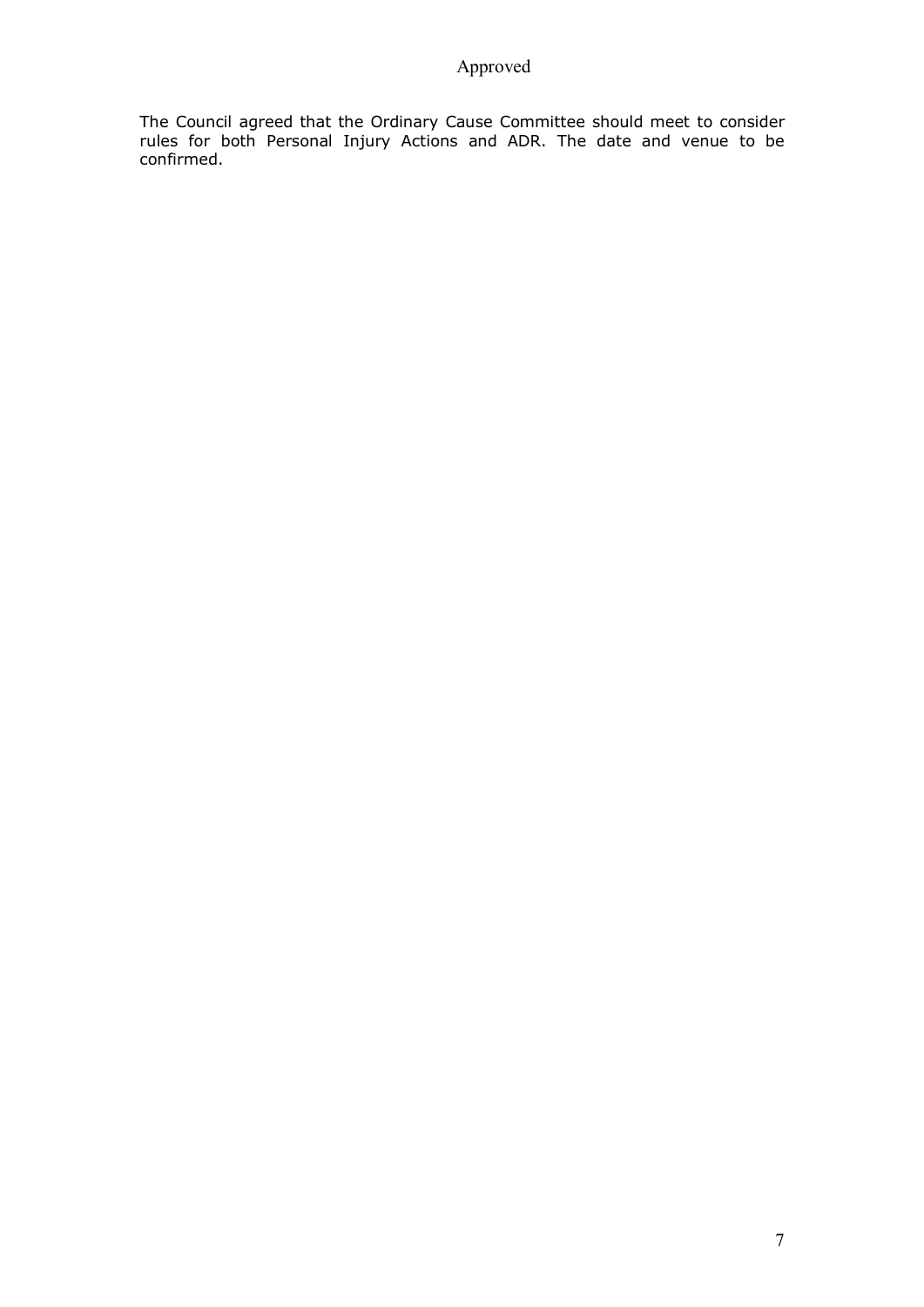The Council agreed that the Ordinary Cause Committee should meet to consider rules for both Personal Injury Actions and ADR. The date and venue to be confirmed.